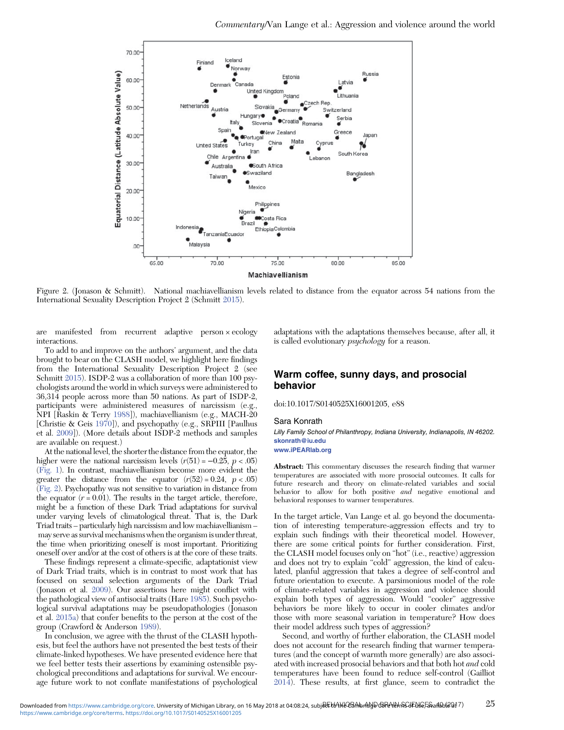Figure 2. (Jonason & Schmitt). National machiavellianism levels related to distance from the equator across 54 nations from the International Sexuality Description Project 2 (Schmitt 2015).

are manifested from recurrent adaptive person × ecology interactions.

To add to and improve on the authors' argument, and the data brought to bear on the CLASH model, we highlight here findings from the International Sexuality Description Project 2 (see Schmitt 2015). ISDP-2 was a collaboration of more than 100 psychologists around the world in which surveys were administered to 36,314 people across more than 50 nations. As part of ISDP-2, participants were administered measures of narcissism (e.g., NPI [Raskin & Terry 1988]), machiavellianism (e.g., MACH-20 [Christie & Geis 1970]), and psychopathy (e.g., SRPIII [Paulhus et al. 2009]). (More details about ISDP-2 methods and samples are available on request.)

At the national level, the shorter the distance from the equator, the higher were the national narcissism levels ($r(51) = -0.25$, $p < .05$) (Fig. 1). In contrast, machiavellianism become more evident the greater the distance from the equator ($r(52) = 0.24$, $p < .05$) (Fig. 2). Psychopathy was not sensitive to variation in distance from the equator ($r = 0.01$). The results in the target article, therefore, might be a function of these Dark Triad adaptations for survival under varying levels of climatological threat. That is, the Dark Triad traits – particularly high narcissism and low machiavellianism – may serve as survival mechanisms when the organism is under threat, the time when prioritizing oneself is most important. Prioritizing oneself over and/or at the cost of others is at the core of these traits.

These findings represent a climate-specific, adaptationist view of Dark Triad traits, which is in contrast to most work that has focused on sexual selection arguments of the Dark Triad (Jonason et al. 2009). Our assertions here might conflict with the pathological view of antisocial traits (Hare 1985). Such psychological survival adaptations may be pseudopathologies (Jonason et al. 2015a) that confer benefits to the person at the cost of the group (Crawford & Anderson 1989).

In conclusion, we agree with the thrust of the CLASH hypothesis, but feel the authors have not presented the best tests of their climate-linked hypotheses. We have presented evidence here that we feel better tests their assertions by examining ostensible psychological preconditions and adaptations for survival. We encourage future work to not conflate manifestations of psychological adaptations with the adaptations themselves because, after all, it is called evolutionary *psychology* for a reason.

## Warm coffee, sunny days, and prosocial behavior

doi:10.1017/S0140525X16001205, e88

Sara Konrath

*Lilly Family School of Philanthropy, Indiana University, Indianapolis, IN 46202.*
skonrath@iu.edu
www.iPEARlab.org

**Abstract:** This commentary discusses the research finding that warmer temperatures are associated with more prosocial outcomes. It calls for future research and theory on climate-related variables and social behavior to allow for both positive *and* negative emotional and behavioral responses to warmer temperatures.

In the target article, Van Lange et al. go beyond the documentation of interesting temperature-aggression effects and try to explain such findings with their theoretical model. However, there are some critical points for further consideration. First, the CLASH model focuses only on "hot" (i.e., reactive) aggression and does not try to explain "cold" aggression, the kind of calculated, planful aggression that takes a degree of self-control and future orientation to execute. A parsimonious model of the role of climate-related variables in aggression and violence should explain both types of aggression. Would "cooler" aggressive behaviors be more likely to occur in cooler climates and/or those with more seasonal variation in temperature? How does their model address such types of aggression?

Second, and worthy of further elaboration, the CLASH model does not account for the research finding that warmer temperatures (and the concept of warmth more generally) are also associated with increased prosocial behaviors and that both hot *and* cold temperatures have been found to reduce self-control (Gailliot 2014). These results, at first glance, seem to contradict the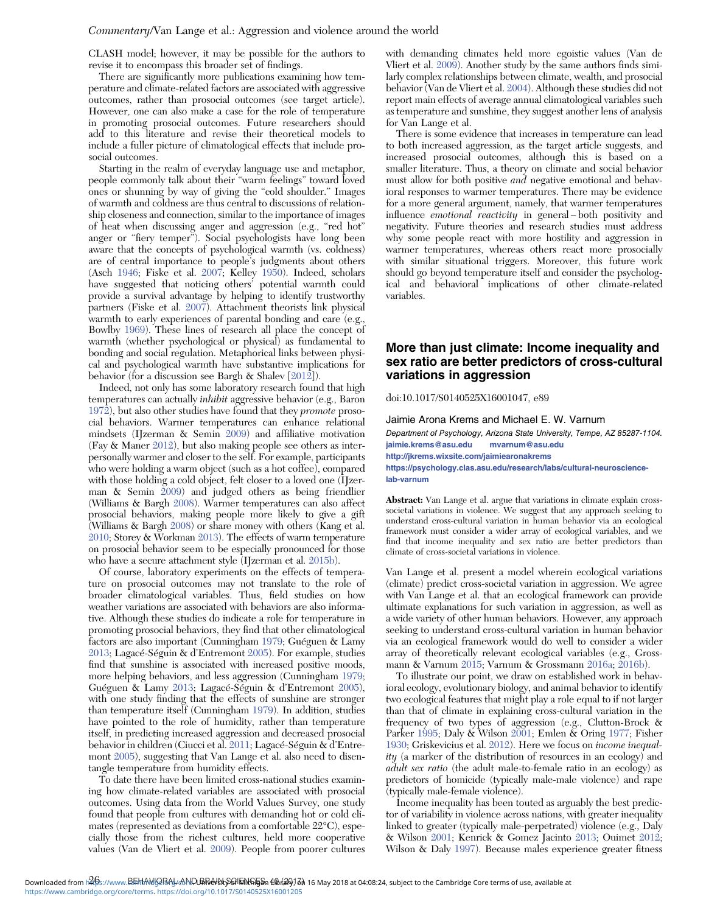CLASH model; however, it may be possible for the authors to revise it to encompass this broader set of findings.

There are significantly more publications examining how temperature and climate-related factors are associated with aggressive outcomes, rather than prosocial outcomes (see target article). However, one can also make a case for the role of temperature in promoting prosocial outcomes. Future researchers should add to this literature and revise their theoretical models to include a fuller picture of climatological effects that include prosocial outcomes.

Starting in the realm of everyday language use and metaphor, people commonly talk about their "warm feelings" toward loved ones or shunning by way of giving the "cold shoulder." Images of warmth and coldness are thus central to discussions of relationship closeness and connection, similar to the importance of images of heat when discussing anger and aggression (e.g., "red hot" anger or "fiery temper"). Social psychologists have long been aware that the concepts of psychological warmth (vs. coldness) are of central importance to people's judgments about others (Asch 1946; Fiske et al. 2007; Kelley 1950). Indeed, scholars have suggested that noticing others' potential warmth could provide a survival advantage by helping to identify trustworthy partners (Fiske et al. 2007). Attachment theorists link physical warmth to early experiences of parental bonding and care (e.g., Bowlby 1969). These lines of research all place the concept of warmth (whether psychological or physical) as fundamental to bonding and social regulation. Metaphorical links between physical and psychological warmth have substantive implications for behavior (for a discussion see Bargh & Shalev [2012]).

Indeed, not only has some laboratory research found that high temperatures can actually *inhibit* aggressive behavior (e.g., Baron 1972), but also other studies have found that they *promote* prosocial behaviors. Warmer temperatures can enhance relational mindsets (IJzerman & Semin 2009) and affiliative motivation (Fay & Maner 2012), but also making people see others as interpersonally warmer and closer to the self. For example, participants who were holding a warm object (such as a hot coffee), compared with those holding a cold object, felt closer to a loved one (IJzerman & Semin 2009) and judged others as being friendlier (Williams & Bargh 2008). Warmer temperatures can also affect prosocial behaviors, making people more likely to give a gift (Williams & Bargh 2008) or share money with others (Kang et al. 2010; Storey & Workman 2013). The effects of warm temperature on prosocial behavior seem to be especially pronounced for those who have a secure attachment style (IJzerman et al. 2015b).

Of course, laboratory experiments on the effects of temperature on prosocial outcomes may not translate to the role of broader climatological variables. Thus, field studies on how weather variations are associated with behaviors are also informative. Although these studies do indicate a role for temperature in promoting prosocial behaviors, they find that other climatological factors are also important (Cunningham 1979; Guéguen & Lamy 2013; Lagacé-Séguin & d'Entremont 2005). For example, studies find that sunshine is associated with increased positive moods, more helping behaviors, and less aggression (Cunningham 1979; Guéguen & Lamy 2013; Lagacé-Séguin & d'Entremont 2005), with one study finding that the effects of sunshine are stronger than temperature itself (Cunningham 1979). In addition, studies have pointed to the role of humidity, rather than temperature itself, in predicting increased aggression and decreased prosocial behavior in children (Ciucci et al. 2011; Lagacé-Séguin & d'Entremont 2005), suggesting that Van Lange et al. also need to disentangle temperature from humidity effects.

To date there have been limited cross-national studies examining how climate-related variables are associated with prosocial outcomes. Using data from the World Values Survey, one study found that people from cultures with demanding hot or cold climates (represented as deviations from a comfortable 22°C), especially those from the richest cultures, held more cooperative values (Van de Vliert et al. 2009). People from poorer cultures with demanding climates held more egoistic values (Van de Vliert et al. 2009). Another study by the same authors finds similarly complex relationships between climate, wealth, and prosocial behavior (Van de Vliert et al. 2004). Although these studies did not report main effects of average annual climatological variables such as temperature and sunshine, they suggest another lens of analysis for Van Lange et al.

There is some evidence that increases in temperature can lead to both increased aggression, as the target article suggests, and increased prosocial outcomes, although this is based on a smaller literature. Thus, a theory on climate and social behavior must allow for both positive *and* negative emotional and behavioral responses to warmer temperatures. There may be evidence for a more general argument, namely, that warmer temperatures influence *emotional reactivity* in general – both positivity and negativity. Future theories and research studies must address why some people react with more hostility and aggression in warmer temperatures, whereas others react more prosocially with similar situational triggers. Moreover, this future work should go beyond temperature itself and consider the psychological and behavioral implications of other climate-related variables.

## More than just climate: Income inequality and sex ratio are better predictors of cross-cultural variations in aggression

doi:10.1017/S0140525X16001047, e89

**Jaimie Arona Krems and Michael E. W. Varnum**

*Department of Psychology, Arizona State University, Tempe, AZ 85287-1104.*
jaimie.krems@asu.edu mvarnum@asu.edu
http://jkrems.wixsite.com/jaimiearonakrems
https://psychology.clas.asu.edu/research/labs/cultural-neuroscience-lab-varnum

**Abstract:** Van Lange et al. argue that variations in climate explain cross-societal variations in violence. We suggest that any approach seeking to understand cross-cultural variation in human behavior via an ecological framework must consider a wider array of ecological variables, and we find that income inequality and sex ratio are better predictors than climate of cross-societal variations in violence.

Van Lange et al. present a model wherein ecological variations (climate) predict cross-societal variation in aggression. We agree with Van Lange et al. that an ecological framework can provide ultimate explanations for such variation in aggression, as well as a wide variety of other human behaviors. However, any approach seeking to understand cross-cultural variation in human behavior via an ecological framework would do well to consider a wider array of theoretically relevant ecological variables (e.g., Grossmann & Varnum 2015; Varnum & Grossmann 2016a; 2016b).

To illustrate our point, we draw on established work in behavioral ecology, evolutionary biology, and animal behavior to identify two ecological features that might play a role equal to if not larger than that of climate in explaining cross-cultural variation in the frequency of two types of aggression (e.g., Clutton-Brock & Parker 1995; Daly & Wilson 2001; Emlen & Oring 1977; Fisher 1930; Griskevicius et al. 2012). Here we focus on *income inequality* (a marker of the distribution of resources in an ecology) and *adult sex ratio* (the adult male-to-female ratio in an ecology) as predictors of homicide (typically male-male violence) and rape (typically male-female violence).

Income inequality has been touted as arguably the best predictor of variability in violence across nations, with greater inequality linked to greater (typically male-perpetrated) violence (e.g., Daly & Wilson 2001; Kenrick & Gomez Jacinto 2013; Ouimet 2012; Wilson & Daly 1997). Because males experience greater fitness